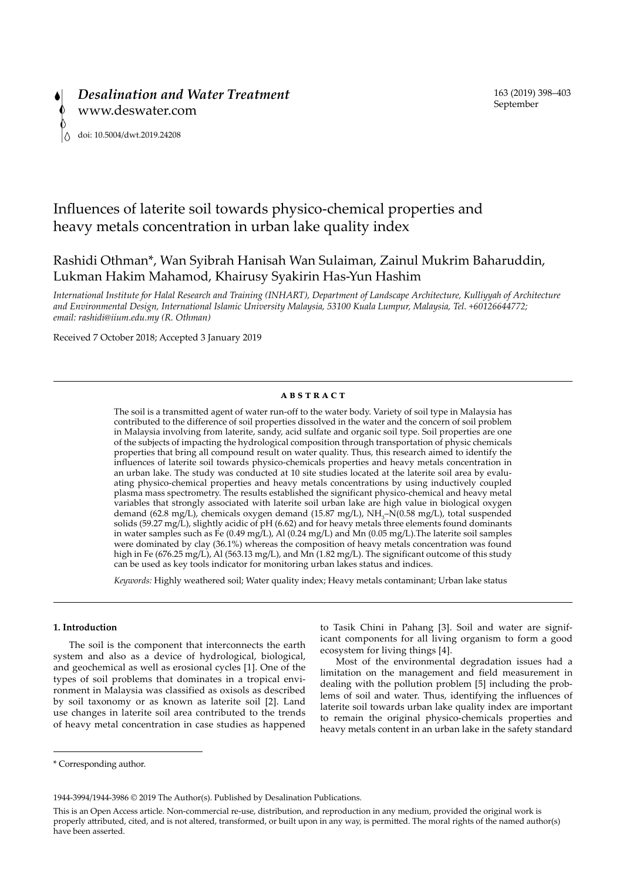# Influences of laterite soil towards physico-chemical properties and heavy metals concentration in urban lake quality index

Rashidi Othman*, Wan Syibrah Hanisah Wan Sulaiman, Zainul Mukrim Baharuddin, Lukman Hakim Mahamod, Khairusy Syakirin Has-Yun Hashim

*International Institute for Halal Research and Training (INHART), Department of Landscape Architecture, Kulliyyah of Architecture and Environmental Design, International Islamic University Malaysia, 53100 Kuala Lumpur, Malaysia, Tel. +60126644772; email: rashidi@iium.edu.my (R. Othman)*

Received 7 October 2018; Accepted 3 January 2019

## ABSTRACT

The soil is a transmitted agent of water run-off to the water body. Variety of soil type in Malaysia has contributed to the difference of soil properties dissolved in the water and the concern of soil problem in Malaysia involving from laterite, sandy, acid sulfate and organic soil type. Soil properties are one of the subjects of impacting the hydrological composition through transportation of physic chemicals properties that bring all compound result on water quality. Thus, this research aimed to identify the influences of laterite soil towards physico-chemicals properties and heavy metals concentration in an urban lake. The study was conducted at 10 site studies located at the laterite soil area by evaluating physico-chemical properties and heavy metals concentrations by using inductively coupled plasma mass spectrometry. The results established the significant physico-chemical and heavy metal variables that strongly associated with laterite soil urban lake are high value in biological oxygen demand (62.8 mg/L), chemicals oxygen demand (15.87 mg/L), $NH_3$–N(0.58 mg/L), total suspended solids (59.27 mg/L), slightly acidic of pH (6.62) and for heavy metals three elements found dominants in water samples such as Fe (0.49 mg/L), Al (0.24 mg/L) and Mn (0.05 mg/L).The laterite soil samples were dominated by clay (36.1%) whereas the composition of heavy metals concentration was found high in Fe (676.25 mg/L), Al (563.13 mg/L), and Mn (1.82 mg/L). The significant outcome of this study can be used as key tools indicator for monitoring urban lakes status and indices.

*Keywords:* Highly weathered soil; Water quality index; Heavy metals contaminant; Urban lake status

## 1. Introduction

The soil is the component that interconnects the earth system and also as a device of hydrological, biological, and geochemical as well as erosional cycles [1]. One of the types of soil problems that dominates in a tropical environment in Malaysia was classified as oxisols as described by soil taxonomy or as known as laterite soil [2]. Land use changes in laterite soil area contributed to the trends of heavy metal concentration in case studies as happened to Tasik Chini in Pahang [3]. Soil and water are significant components for all living organism to form a good ecosystem for living things [4].

Most of the environmental degradation issues had a limitation on the management and field measurement in dealing with the pollution problem [5] including the problems of soil and water. Thus, identifying the influences of laterite soil towards urban lake quality index are important to remain the original physico-chemicals properties and heavy metals content in an urban lake in the safety standard

\* Corresponding author.

1944-3994/1944-3986 © 2019 The Author(s). Published by Desalination Publications.

This is an Open Access article. Non-commercial re-use, distribution, and reproduction in any medium, provided the original work is properly attributed, cited, and is not altered, transformed, or built upon in any way, is permitted. The moral rights of the named author(s) have been asserted.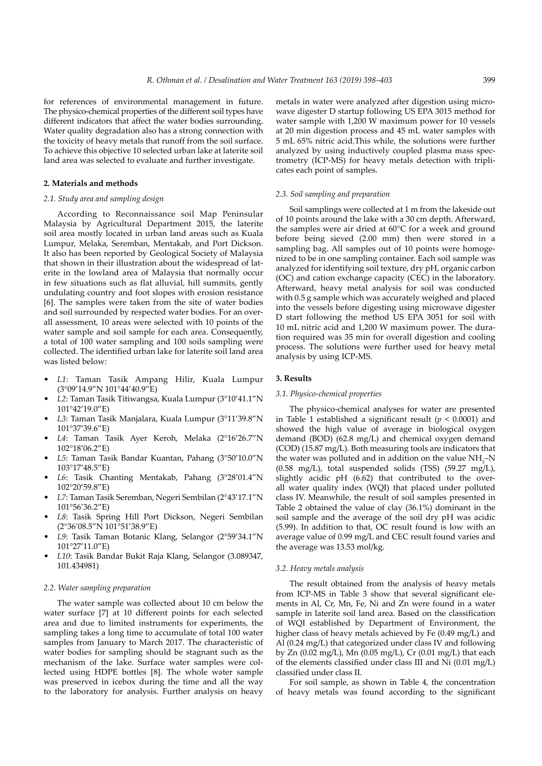for references of environmental management in future. The physico-chemical properties of the different soil types have different indicators that affect the water bodies surrounding. Water quality degradation also has a strong connection with the toxicity of heavy metals that runoff from the soil surface. To achieve this objective 10 selected urban lake at laterite soil land area was selected to evaluate and further investigate.

## 2. Materials and methods

### *2.1. Study area and sampling design*

According to Reconnaissance soil Map Peninsular Malaysia by Agricultural Department 2015, the laterite soil area mostly located in urban land areas such as Kuala Lumpur, Melaka, Seremban, Mentakab, and Port Dickson. It also has been reported by Geological Society of Malaysia that shown in their illustration about the widespread of laterite in the lowland area of Malaysia that normally occur in few situations such as flat alluvial, hill summits, gently undulating country and foot slopes with erosion resistance [6]. The samples were taken from the site of water bodies and soil surrounded by respected water bodies. For an overall assessment, 10 areas were selected with 10 points of the water sample and soil sample for each area. Consequently, a total of 100 water sampling and 100 soils sampling were collected. The identified urban lake for laterite soil land area was listed below:

- *L1*: Taman Tasik Ampang Hilir, Kuala Lumpur (3°09′14.9″N 101°44′40.9″E)
- *L2*: Taman Tasik Titiwangsa, Kuala Lumpur (3°10′41.1″N 101°42′19.0″E)
- *L3*: Taman Tasik Manjalara, Kuala Lumpur (3°11′39.8″N 101°37′39.6″E)
- *L4*: Taman Tasik Ayer Keroh, Melaka (2°16′26.7″N 102°18′06.2″E)
- *L5*: Taman Tasik Bandar Kuantan, Pahang (3°50′10.0″N 103°17′48.5″E)
- *L6*: Tasik Chanting Mentakab, Pahang (3°28′01.4″N 102°20′59.8″E)
- *L7*: Taman Tasik Seremban, Negeri Sembilan (2°43′17.1″N 101°56′36.2″E)
- *L8*: Tasik Spring Hill Port Dickson, Negeri Sembilan (2°36′08.5″N 101°51′38.9″E)
- *L9*: Tasik Taman Botanic Klang, Selangor (2°59′34.1″N 101°27′11.0″E)
- *L10*: Tasik Bandar Bukit Raja Klang, Selangor (3.089347, 101.434981)

### *2.2. Water sampling preparation*

The water sample was collected about 10 cm below the water surface [7] at 10 different points for each selected area and due to limited instruments for experiments, the sampling takes a long time to accumulate of total 100 water samples from January to March 2017. The characteristic of water bodies for sampling should be stagnant such as the mechanism of the lake. Surface water samples were collected using HDPE bottles [8]. The whole water sample was preserved in icebox during the time and all the way to the laboratory for analysis. Further analysis on heavy metals in water were analyzed after digestion using microwave digester D startup following US EPA 3015 method for water sample with 1,200 W maximum power for 10 vessels at 20 min digestion process and 45 mL water samples with 5 mL 65% nitric acid.This while, the solutions were further analyzed by using inductively coupled plasma mass spectrometry (ICP-MS) for heavy metals detection with triplicates each point of samples.

### *2.3. Soil sampling and preparation*

Soil samplings were collected at 1 m from the lakeside out of 10 points around the lake with a 30 cm depth. Afterward, the samples were air dried at 60°C for a week and ground before being sieved (2.00 mm) then were stored in a sampling bag. All samples out of 10 points were homogenized to be in one sampling container. Each soil sample was analyzed for identifying soil texture, dry pH, organic carbon (OC) and cation exchange capacity (CEC) in the laboratory. Afterward, heavy metal analysis for soil was conducted with 0.5 g sample which was accurately weighed and placed into the vessels before digesting using microwave digester D start following the method US EPA 3051 for soil with 10 mL nitric acid and 1,200 W maximum power. The duration required was 35 min for overall digestion and cooling process. The solutions were further used for heavy metal analysis by using ICP-MS.

## 3. Results

### *3.1. Physico-chemical properties*

The physico-chemical analyses for water are presented in Table 1 established a significant result ($p < 0.0001$) and showed the high value of average in biological oxygen demand (BOD) (62.8 mg/L) and chemical oxygen demand (COD) (15.87 mg/L). Both measuring tools are indicators that the water was polluted and in addition on the value $NH_3$–N (0.58 mg/L), total suspended solids (TSS) (59.27 mg/L), slightly acidic pH (6.62) that contributed to the overall water quality index (WQI) that placed under polluted class IV. Meanwhile, the result of soil samples presented in Table 2 obtained the value of clay (36.1%) dominant in the soil sample and the average of the soil dry pH was acidic (5.99). In addition to that, OC result found is low with an average value of 0.99 mg/L and CEC result found varies and the average was 13.53 mol/kg.

### *3.2. Heavy metals analysis*

The result obtained from the analysis of heavy metals from ICP-MS in Table 3 show that several significant elements in Al, Cr, Mn, Fe, Ni and Zn were found in a water sample in laterite soil land area. Based on the classification of WQI established by Department of Environment, the higher class of heavy metals achieved by Fe (0.49 mg/L) and Al (0.24 mg/L) that categorized under class IV and following by Zn (0.02 mg/L), Mn (0.05 mg/L), Cr (0.01 mg/L) that each of the elements classified under class III and Ni (0.01 mg/L) classified under class II.

For soil sample, as shown in Table 4, the concentration of heavy metals was found according to the significant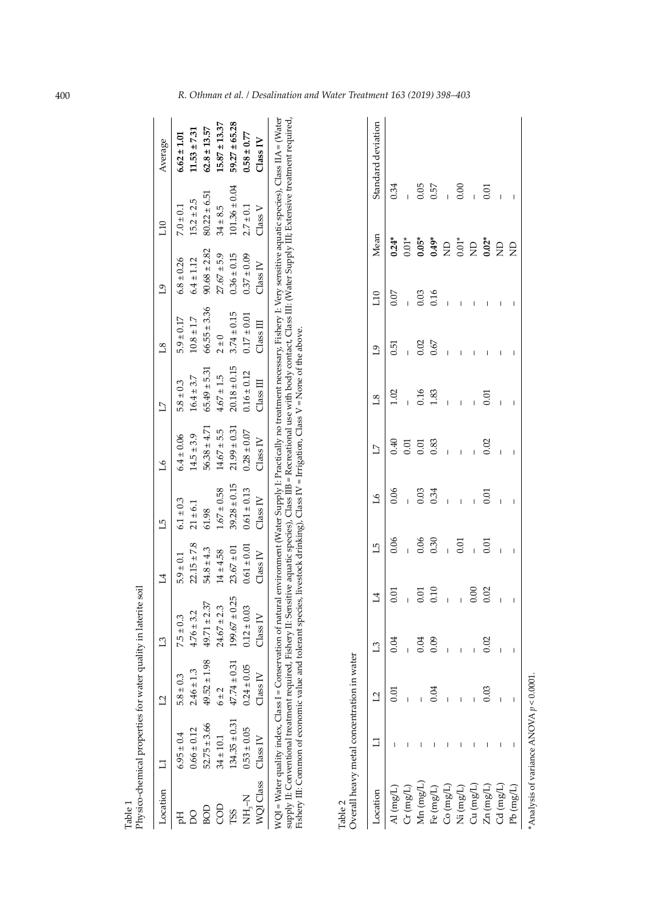Table 1
Physico-chemical properties for water quality in laterite soil

| Location | L1 | L2 | L3 | L4 | L5 | L6 | L7 | L8 | L9 | L10 | Average |
|---|---|---|---|---|---|---|---|---|---|---|---|
| pH | 6.95 ± 0.4 | 5.8 ± 0.3 | 7.5 ± 0.3 | 5.9 ± 0.1 | 6.1 ± 0.3 | 6.4 ± 0.06 | 5.8 ± 0.3 | 5.9 ± 0.17 | 6.8 ± 0.26 | 7.0 ± 0.1 | **6.62 ± 1.01** |
| DO | 0.66 ± 0.12 | 2.46 ± 1.3 | 4.76 ± 3.2 | 22.15 ± 7.8 | 21 ± 6.1 | 14.5 ± 3.9 | 16.4 ± 3.7 | 10.8 ± 1.7 | 6.4 ± 1.12 | 15.2 ± 2.5 | **11.53 ± 7.31** |
| BOD | 52.75 ± 3.66 | 49.52 ± 1.98 | 49.71 ± 2.37 | 54.8 ± 4.3 | 61.98 | 56.38 ± 4.71 | 65.49 ± 5.31 | 66.55 ± 3.36 | 90.68 ± 2.82 | 80.22 ± 6.51 | **62.8 ± 13.57** |
| COD | 34 ± 10.1 | 6 ± 2 | 24.67 ± 2.3 | 14 ± 4.58 | 1.67 ± 0.58 | 14.67 ± 5.5 | 4.67 ± 1.5 | 2 ± 0 | 27.67 ± 5.9 | 34 ± 8.5 | **15.87 ± 13.37** |
| TSS | 134.35 ± 0.31 | 47.74 ± 0.31 | 199.67 ± 0.25 | 23.67 ± 01 | 39.28 ± 0.15 | 21.99 ± 0.31 | 20.18 ± 0.15 | 3.74 ± 0.15 | 0.36 ± 0.15 | 101.36 ± 0.04 | **59.27 ± 65.28** |
| $NH_3$–N | 0.53 ± 0.05 | 0.24 ± 0.05 | 0.12 ± 0.03 | 0.61 ± 0.01 | 0.61 ± 0.13 | 0.28 ± 0.07 | 0.16 ± 0.12 | 0.17 ± 0.01 | 0.37 ± 0.09 | 2.7 ± 0.1 | **0.58 ± 0.77** |
| WQI Class | Class IV | Class IV | Class IV | Class IV | Class IV | Class IV | Class III | Class III | Class IV | Class V | **Class IV** |

WQI = Water quality index, Class I = Conservation of natural environment (Water Supply I: Practically no treatment necessary, Fishery I: Very sensitive aquatic species), Class IIA = (Water supply II: Conventional treatment required, Fishery II: Sensitive aquatic species), Class IIB = Recreational use with body contact, Class III: (Water Supply III; Extensive treatment required, Fishery III: Common of economic value and tolerant species, livestock drinking), Class IV = Irrigation, Class V = None of the above.

Table 2
Overall heavy metal concentration in water

| Location | L1 | L2 | L3 | L4 | L5 | L6 | L7 | L8 | L9 | L10 | Mean | Standard deviation |
|---|---|---|---|---|---|---|---|---|---|---|---|---|
| Al (mg/L) | – | 0.01 | 0.04 | 0.01 | 0.06 | 0.06 | 0.40 | 1.02 | 0.51 | 0.07 | **0.24*** | 0.34 |
| Cr (mg/L) | – | – | – | – | – | – | 0.01 | – | – | – | 0.01* | – |
| Mn (mg/L) | – | – | 0.04 | 0.01 | 0.06 | 0.03 | 0.01 | 0.16 | 0.02 | 0.03 | **0.05*** | 0.05 |
| Fe (mg/L) | – | 0.04 | 0.09 | 0.10 | 0.30 | 0.34 | 0.83 | 1.83 | 0.67 | 0.16 | **0.49*** | 0.57 |
| Co (mg/L) | – | – | – | – | – | – | – | – | – | – | ND | – |
| Ni (mg/L) | – | – | – | – | 0.01 | – | – | – | – | – | 0.01* | 0.00 |
| Cu (mg/L) | – | – | – | 0.00 | – | – | – | – | – | – | ND | – |
| Zn (mg/L) | – | 0.03 | 0.02 | 0.02 | 0.01 | 0.01 | 0.02 | 0.01 | – | – | **0.02*** | 0.01 |
| Cd (mg/L) | – | – | – | – | – | – | – | – | – | – | ND | – |
| Pb (mg/L) | – | – | – | – | – | – | – | – | – | – | ND | – |

*Analysis of variance ANOVA $p < 0.0001$.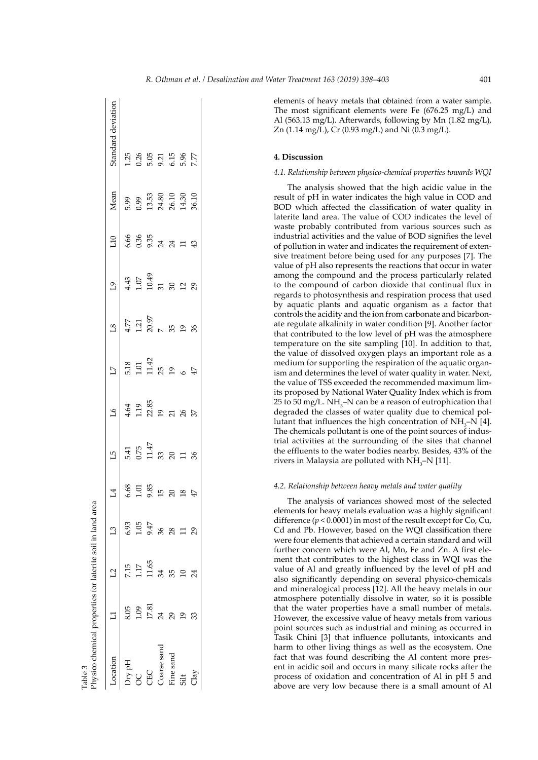Table 3
Physico chemical properties for laterite soil in land area

| Location | L1 | L2 | L3 | L4 | L5 | L6 | L7 | L8 | L9 | L10 | Mean | Standard deviation |
|---|---|---|---|---|---|---|---|---|---|---|---|---|
| Dry pH | 8.05 | 7.15 | 6.93 | 6.68 | 5.41 | 4.64 | 5.18 | 4.77 | 4.43 | 6.66 | 5.99 | 1.25 |
| OC | 1.09 | 1.17 | 1.05 | 1.01 | 0.75 | 1.19 | 1.01 | 1.21 | 1.07 | 0.36 | 0.99 | 0.26 |
| CEC | 17.81 | 11.65 | 9.47 | 9.85 | 11.47 | 22.85 | 11.42 | 20.97 | 10.49 | 9.35 | 13.53 | 5.05 |
| Coarse sand | 24 | 34 | 36 | 15 | 33 | 19 | 25 | 7 | 31 | 24 | 24.80 | 9.21 |
| Fine sand | 29 | 35 | 28 | 20 | 20 | 21 | 19 | 35 | 30 | 24 | 26.10 | 6.15 |
| Silt | 19 | 10 | 11 | 18 | 11 | 26 | 6 | 19 | 12 | 11 | 14.30 | 5.96 |
| Clay | 33 | 24 | 29 | 47 | 36 | 37 | 47 | 36 | 29 | 43 | 36.10 | 7.77 |

elements of heavy metals that obtained from a water sample. The most significant elements were Fe (676.25 mg/L) and Al (563.13 mg/L). Afterwards, following by Mn (1.82 mg/L), Zn (1.14 mg/L), Cr (0.93 mg/L) and Ni (0.3 mg/L).

## 4. Discussion

### 4.1. Relationship between physico-chemical properties towards WQI

The analysis showed that the high acidic value in the result of pH in water indicates the high value in COD and BOD which affected the classification of water quality in laterite land area. The value of COD indicates the level of waste probably contributed from various sources such as industrial activities and the value of BOD signifies the level of pollution in water and indicates the requirement of extensive treatment before being used for any purposes [7]. The value of pH also represents the reactions that occur in water among the compound and the process particularly related to the compound of carbon dioxide that continual flux in regards to photosynthesis and respiration process that used by aquatic plants and aquatic organism as a factor that controls the acidity and the ion from carbonate and bicarbonate regulate alkalinity in water condition [9]. Another factor that contributed to the low level of pH was the atmosphere temperature on the site sampling [10]. In addition to that, the value of dissolved oxygen plays an important role as a medium for supporting the respiration of the aquatic organism and determines the level of water quality in water. Next, the value of TSS exceeded the recommended maximum limits proposed by National Water Quality Index which is from 25 to 50 mg/L. $NH_3$–N can be a reason of eutrophication that degraded the classes of water quality due to chemical pollutant that influences the high concentration of $NH_3$–N [4]. The chemicals pollutant is one of the point sources of industrial activities at the surrounding of the sites that channel the effluents to the water bodies nearby. Besides, 43% of the rivers in Malaysia are polluted with $NH_3$–N [11].

### 4.2. Relationship between heavy metals and water quality

The analysis of variances showed most of the selected elements for heavy metals evaluation was a highly significant difference ($p < 0.0001$) in most of the result except for Co, Cu, Cd and Pb. However, based on the WQI classification there were four elements that achieved a certain standard and will further concern which were Al, Mn, Fe and Zn. A first element that contributes to the highest class in WQI was the value of Al and greatly influenced by the level of pH and also significantly depending on several physico-chemicals and mineralogical process [12]. All the heavy metals in our atmosphere potentially dissolve in water, so it is possible that the water properties have a small number of metals. However, the excessive value of heavy metals from various point sources such as industrial and mining as occurred in Tasik Chini [3] that influence pollutants, intoxicants and harm to other living things as well as the ecosystem. One fact that was found describing the Al content more present in acidic soil and occurs in many silicate rocks after the process of oxidation and concentration of Al in pH 5 and above are very low because there is a small amount of Al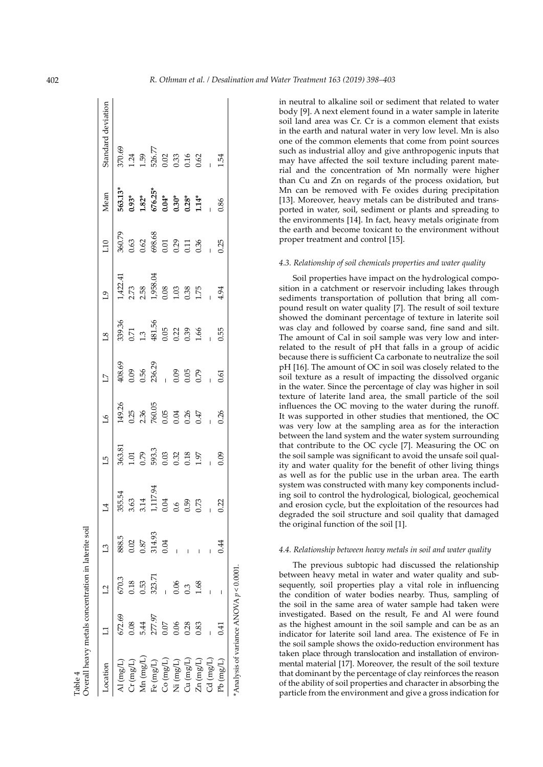Table 4
Overall heavy metals concentration in laterite soil

| Location | L1 | L2 | L3 | L4 | L5 | L6 | L7 | L8 | L9 | L10 | Mean | Standard deviation |
|---|---|---|---|---|---|---|---|---|---|---|---|---|
| Al (mg/L) | 672.69 | 670.3 | 888.5 | 355.54 | 363.81 | 149.26 | 408.69 | 339.36 | 1,422.41 | 360.79 | **563.13*** | 370.69 |
| Cr (mg/L) | 0.08 | 0.18 | 0.02 | 3.63 | 1.01 | 0.25 | 0.09 | 0.71 | 2.73 | 0.63 | **0.93*** | 1.24 |
| Mn (mg/L) | 5.44 | 0.53 | 0.87 | 3.14 | 0.79 | 2.36 | 0.56 | 1.3 | 2.58 | 0.62 | **1.82*** | 1.59 |
| Fe (mg/L) | 277.97 | 323.71 | 314.93 | 1,117.94 | 593.3 | 760.05 | 236.29 | 481.56 | 1,958.04 | 698.68 | **676.25*** | 526.77 |
| Co (mg/L) | 0.07 | – | 0.04 | 0.04 | 0.03 | 0.05 | – | 0.05 | 0.08 | 0.01 | **0.04*** | 0.02 |
| Ni (mg/L) | 0.06 | 0.06 | – | 0.6 | 0.32 | 0.04 | 0.09 | 0.22 | 1.03 | 0.29 | **0.30*** | 0.33 |
| Cu (mg/L) | 0.28 | 0.3 | – | 0.59 | 0.18 | 0.26 | 0.05 | 0.39 | 0.38 | 0.11 | **0.28*** | 0.16 |
| Zn (mg/L) | 0.83 | 1.68 | – | 0.73 | 1.97 | 0.47 | 0.79 | 1.66 | 1.75 | 0.36 | **1.14*** | 0.62 |
| Cd (mg/L) | – | – | – | – | – | – | – | – | – | – | – | – |
| Pb (mg/L) | 0.41 | – | 0.44 | 0.22 | 0.09 | 0.26 | 0.61 | 0.55 | 4.94 | 0.25 | 0.86 | 1.54 |

*Analysis of variance ANOVA $p < 0.0001$.

in neutral to alkaline soil or sediment that related to water body [9]. A next element found in a water sample in laterite soil land area was Cr. Cr is a common element that exists in the earth and natural water in very low level. Mn is also one of the common elements that come from point sources such as industrial alloy and give anthropogenic inputs that may have affected the soil texture including parent material and the concentration of Mn normally were higher than Cu and Zn on regards of the process oxidation, but Mn can be removed with Fe oxides during precipitation [13]. Moreover, heavy metals can be distributed and transported in water, soil, sediment or plants and spreading to the environments [14]. In fact, heavy metals originate from the earth and become toxicant to the environment without proper treatment and control [15].

### 4.3. Relationship of soil chemicals properties and water quality

Soil properties have impact on the hydrological composition in a catchment or reservoir including lakes through sediments transportation of pollution that bring all compound result on water quality [7]. The result of soil texture showed the dominant percentage of texture in laterite soil was clay and followed by coarse sand, fine sand and silt. The amount of Cal in soil sample was very low and interrelated to the result of pH that falls in a group of acidic because there is sufficient Ca carbonate to neutralize the soil pH [16]. The amount of OC in soil was closely related to the soil texture as a result of impacting the dissolved organic in the water. Since the percentage of clay was higher in soil texture of laterite land area, the small particle of the soil influences the OC moving to the water during the runoff. It was supported in other studies that mentioned, the OC was very low at the sampling area as for the interaction between the land system and the water system surrounding that contribute to the OC cycle [7]. Measuring the OC on the soil sample was significant to avoid the unsafe soil quality and water quality for the benefit of other living things as well as for the public use in the urban area. The earth system was constructed with many key components including soil to control the hydrological, biological, geochemical and erosion cycle, but the exploitation of the resources had degraded the soil structure and soil quality that damaged the original function of the soil [1].

### 4.4. Relationship between heavy metals in soil and water quality

The previous subtopic had discussed the relationship between heavy metal in water and water quality and subsequently, soil properties play a vital role in influencing the condition of water bodies nearby. Thus, sampling of the soil in the same area of water sample had taken were investigated. Based on the result, Fe and Al were found as the highest amount in the soil sample and can be as an indicator for laterite soil land area. The existence of Fe in the soil sample shows the oxido-reduction environment has taken place through translocation and installation of environmental material [17]. Moreover, the result of the soil texture that dominant by the percentage of clay reinforces the reason of the ability of soil properties and character in absorbing the particle from the environment and give a gross indication for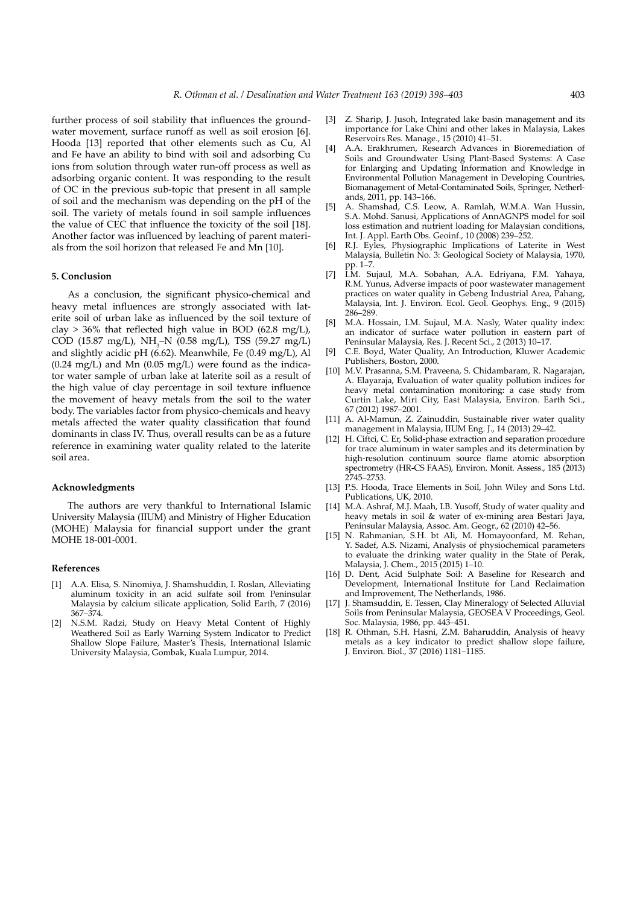further process of soil stability that influences the groundwater movement, surface runoff as well as soil erosion [6]. Hooda [13] reported that other elements such as Cu, Al and Fe have an ability to bind with soil and adsorbing Cu ions from solution through water run-off process as well as adsorbing organic content. It was responding to the result of OC in the previous sub-topic that present in all sample of soil and the mechanism was depending on the pH of the soil. The variety of metals found in soil sample influences the value of CEC that influence the toxicity of the soil [18]. Another factor was influenced by leaching of parent materials from the soil horizon that released Fe and Mn [10].

#### 5. Conclusion

As a conclusion, the significant physico-chemical and heavy metal influences are strongly associated with laterite soil of urban lake as influenced by the soil texture of clay > 36% that reflected high value in BOD (62.8 mg/L), COD (15.87 mg/L), $NH_3$–N (0.58 mg/L), TSS (59.27 mg/L) and slightly acidic pH (6.62). Meanwhile, Fe (0.49 mg/L), Al (0.24 mg/L) and Mn (0.05 mg/L) were found as the indicator water sample of urban lake at laterite soil as a result of the high value of clay percentage in soil texture influence the movement of heavy metals from the soil to the water body. The variables factor from physico-chemicals and heavy metals affected the water quality classification that found dominants in class IV. Thus, overall results can be as a future reference in examining water quality related to the laterite soil area.

#### Acknowledgments

The authors are very thankful to International Islamic University Malaysia (IIUM) and Ministry of Higher Education (MOHE) Malaysia for financial support under the grant MOHE 18-001-0001.

#### References

[1] A.A. Elisa, S. Ninomiya, J. Shamshuddin, I. Roslan, Alleviating aluminum toxicity in an acid sulfate soil from Peninsular Malaysia by calcium silicate application, Solid Earth, 7 (2016) 367–374.

[2] N.S.M. Radzi, Study on Heavy Metal Content of Highly Weathered Soil as Early Warning System Indicator to Predict Shallow Slope Failure, Master's Thesis, International Islamic University Malaysia, Gombak, Kuala Lumpur, 2014.

[3] Z. Sharip, J. Jusoh, Integrated lake basin management and its importance for Lake Chini and other lakes in Malaysia, Lakes Reservoirs Res. Manage., 15 (2010) 41–51.

[4] A.A. Erakhrumen, Research Advances in Bioremediation of Soils and Groundwater Using Plant-Based Systems: A Case for Enlarging and Updating Information and Knowledge in Environmental Pollution Management in Developing Countries, Biomanagement of Metal-Contaminated Soils, Springer, Netherlands, 2011, pp. 143–166.

[5] A. Shamshad, C.S. Leow, A. Ramlah, W.M.A. Wan Hussin, S.A. Mohd. Sanusi, Applications of AnnAGNPS model for soil loss estimation and nutrient loading for Malaysian conditions, Int. J. Appl. Earth Obs. Geoinf., 10 (2008) 239–252.

[6] R.J. Eyles, Physiographic Implications of Laterite in West Malaysia, Bulletin No. 3: Geological Society of Malaysia, 1970, pp. 1–7.

[7] I.M. Sujaul, M.A. Sobahan, A.A. Edriyana, F.M. Yahaya, R.M. Yunus, Adverse impacts of poor wastewater management practices on water quality in Gebeng Industrial Area, Pahang, Malaysia, Int. J. Environ. Ecol. Geol. Geophys. Eng., 9 (2015) 286–289.

[8] M.A. Hossain, I.M. Sujaul, M.A. Nasly, Water quality index: an indicator of surface water pollution in eastern part of Peninsular Malaysia, Res. J. Recent Sci., 2 (2013) 10–17.

[9] C.E. Boyd, Water Quality, An Introduction, Kluwer Academic Publishers, Boston, 2000.

[10] M.V. Prasanna, S.M. Praveena, S. Chidambaram, R. Nagarajan, A. Elayaraja, Evaluation of water quality pollution indices for heavy metal contamination monitoring: a case study from Curtin Lake, Miri City, East Malaysia, Environ. Earth Sci., 67 (2012) 1987–2001.

[11] A. Al-Mamun, Z. Zainuddin, Sustainable river water quality management in Malaysia, IIUM Eng. J., 14 (2013) 29–42.

[12] H. Ciftci, C. Er, Solid-phase extraction and separation procedure for trace aluminum in water samples and its determination by high-resolution continuum source flame atomic absorption spectrometry (HR-CS FAAS), Environ. Monit. Assess., 185 (2013) 2745–2753.

[13] P.S. Hooda, Trace Elements in Soil, John Wiley and Sons Ltd. Publications, UK, 2010.

[14] M.A. Ashraf, M.J. Maah, I.B. Yusoff, Study of water quality and heavy metals in soil & water of ex-mining area Bestari Jaya, Peninsular Malaysia, Assoc. Am. Geogr., 62 (2010) 42–56.

[15] N. Rahmanian, S.H. bt Ali, M. Homayoonfard, M. Rehan, Y. Sadef, A.S. Nizami, Analysis of physiochemical parameters to evaluate the drinking water quality in the State of Perak, Malaysia, J. Chem., 2015 (2015) 1–10.

[16] D. Dent, Acid Sulphate Soil: A Baseline for Research and Development, International Institute for Land Reclaimation and Improvement, The Netherlands, 1986.

[17] J. Shamsuddin, E. Tessen, Clay Mineralogy of Selected Alluvial Soils from Peninsular Malaysia, GEOSEA V Proceedings, Geol. Soc. Malaysia, 1986, pp. 443–451.

[18] R. Othman, S.H. Hasni, Z.M. Baharuddin, Analysis of heavy metals as a key indicator to predict shallow slope failure, J. Environ. Biol., 37 (2016) 1181–1185.